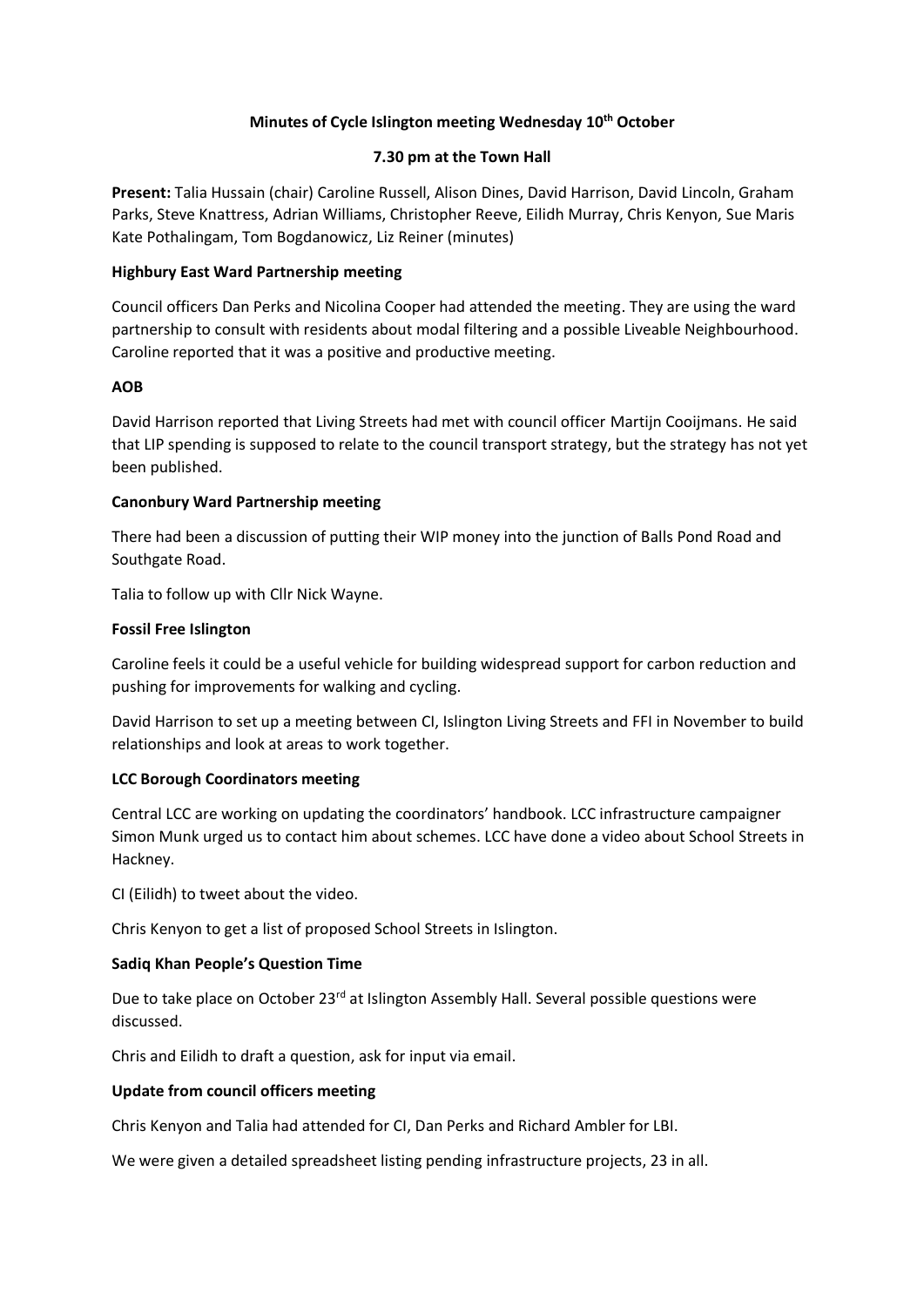**Minutes of Cycle Islington meeting Wednesday 10th October**

**7.30 pm at the Town Hall**

**Present:** Talia Hussain (chair) Caroline Russell, Alison Dines, David Harrison, David Lincoln, Graham Parks, Steve Knattress, Adrian Williams, Christopher Reeve, Eilidh Murray, Chris Kenyon, Sue Maris Kate Pothalingam, Tom Bogdanowicz, Liz Reiner (minutes)

**Highbury East Ward Partnership meeting**

Council officers Dan Perks and Nicolina Cooper had attended the meeting. They are using the ward partnership to consult with residents about modal filtering and a possible Liveable Neighbourhood. Caroline reported that it was a positive and productive meeting.

**AOB**

David Harrison reported that Living Streets had met with council officer Martijn Cooijmans. He said that LIP spending is supposed to relate to the council transport strategy, but the strategy has not yet been published.

**Canonbury Ward Partnership meeting**

There had been a discussion of putting their WIP money into the junction of Balls Pond Road and Southgate Road.

Talia to follow up with Cllr Nick Wayne.

**Fossil Free Islington**

Caroline feels it could be a useful vehicle for building widespread support for carbon reduction and pushing for improvements for walking and cycling.

David Harrison to set up a meeting between CI, Islington Living Streets and FFI in November to build relationships and look at areas to work together.

**LCC Borough Coordinators meeting**

Central LCC are working on updating the coordinators' handbook. LCC infrastructure campaigner Simon Munk urged us to contact him about schemes. LCC have done a video about School Streets in Hackney.

CI (Eilidh) to tweet about the video.

Chris Kenyon to get a list of proposed School Streets in Islington.

**Sadiq Khan People's Question Time**

Due to take place on October 23rd at Islington Assembly Hall. Several possible questions were discussed.

Chris and Eilidh to draft a question, ask for input via email.

**Update from council officers meeting**

Chris Kenyon and Talia had attended for CI, Dan Perks and Richard Ambler for LBI.

We were given a detailed spreadsheet listing pending infrastructure projects, 23 in all.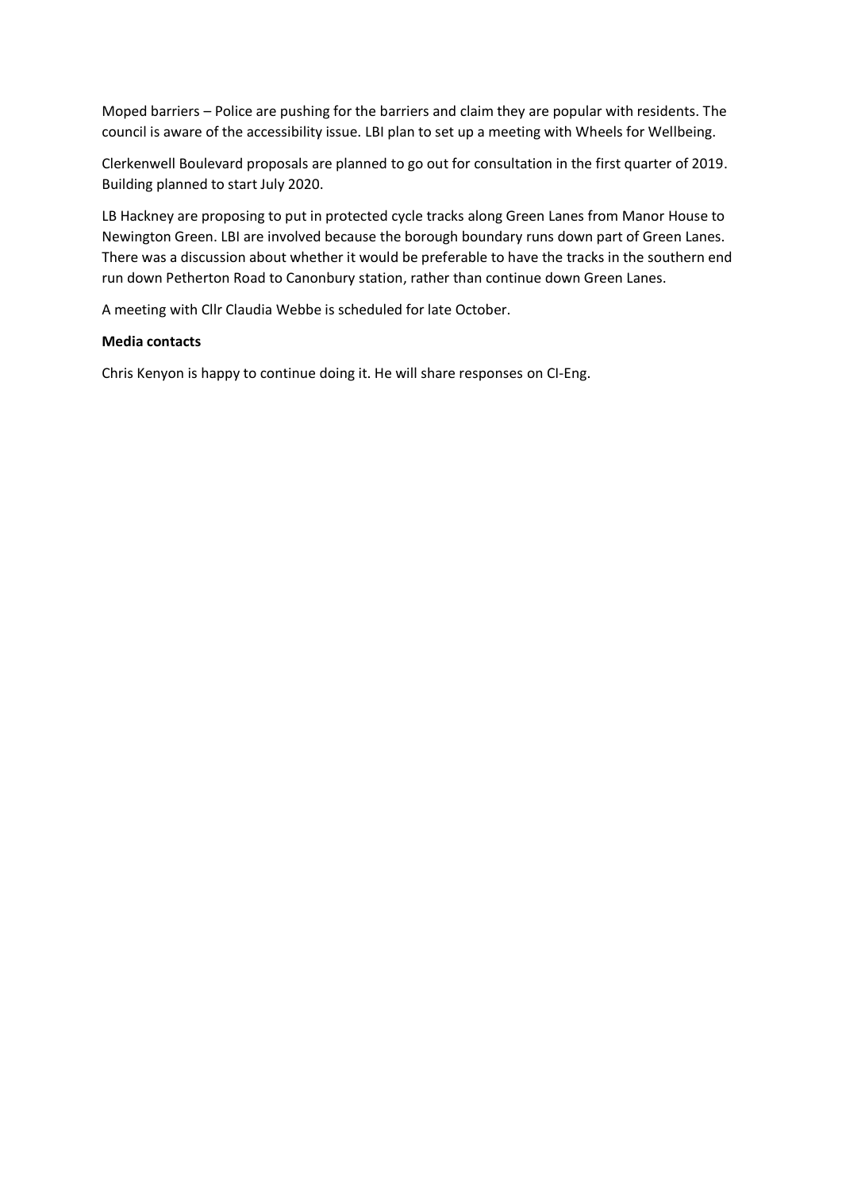Moped barriers – Police are pushing for the barriers and claim they are popular with residents. The council is aware of the accessibility issue. LBI plan to set up a meeting with Wheels for Wellbeing.

Clerkenwell Boulevard proposals are planned to go out for consultation in the first quarter of 2019. Building planned to start July 2020.

LB Hackney are proposing to put in protected cycle tracks along Green Lanes from Manor House to Newington Green. LBI are involved because the borough boundary runs down part of Green Lanes. There was a discussion about whether it would be preferable to have the tracks in the southern end run down Petherton Road to Canonbury station, rather than continue down Green Lanes.

A meeting with Cllr Claudia Webbe is scheduled for late October.

**Media contacts**

Chris Kenyon is happy to continue doing it. He will share responses on CI-Eng.